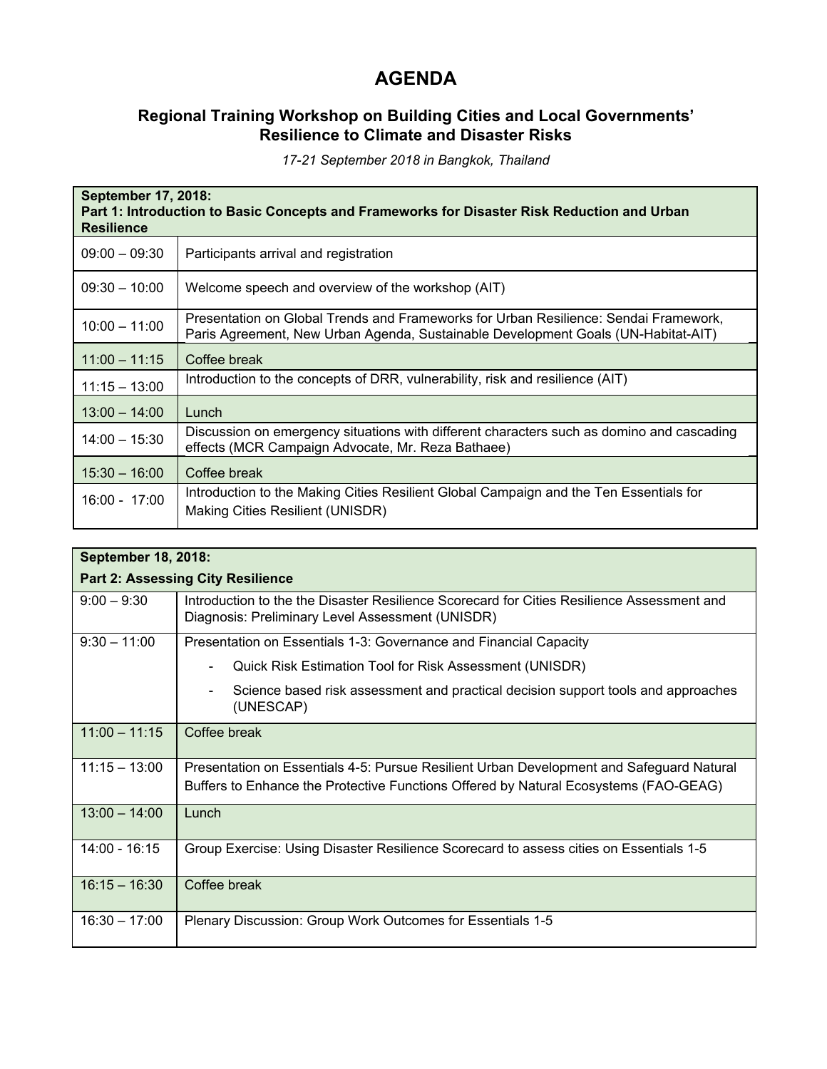# AGENDA

## Regional Training Workshop on Building Cities and Local Governments' Resilience to Climate and Disaster Risks

*17-21 September 2018 in Bangkok, Thailand*

| **September 17, 2018:**<br>**Part 1: Introduction to Basic Concepts and Frameworks for Disaster Risk Reduction and Urban Resilience** | |
|---|---|
| 09:00 – 09:30 | Participants arrival and registration |
| 09:30 – 10:00 | Welcome speech and overview of the workshop (AIT) |
| 10:00 – 11:00 | Presentation on Global Trends and Frameworks for Urban Resilience: Sendai Framework, Paris Agreement, New Urban Agenda, Sustainable Development Goals (UN-Habitat-AIT) |
| 11:00 – 11:15 | Coffee break |
| 11:15 – 13:00 | Introduction to the concepts of DRR, vulnerability, risk and resilience (AIT) |
| 13:00 – 14:00 | Lunch |
| 14:00 – 15:30 | Discussion on emergency situations with different characters such as domino and cascading effects (MCR Campaign Advocate, Mr. Reza Bathaee) |
| 15:30 – 16:00 | Coffee break |
| 16:00 - 17:00 | Introduction to the Making Cities Resilient Global Campaign and the Ten Essentials for Making Cities Resilient (UNISDR) |

| **September 18, 2018:**<br>**Part 2: Assessing City Resilience** | |
|---|---|
| 9:00 – 9:30 | Introduction to the the Disaster Resilience Scorecard for Cities Resilience Assessment and Diagnosis: Preliminary Level Assessment (UNISDR) |
| 9:30 – 11:00 | Presentation on Essentials 1-3: Governance and Financial Capacity<br>- Quick Risk Estimation Tool for Risk Assessment (UNISDR)<br>- Science based risk assessment and practical decision support tools and approaches (UNESCAP) |
| 11:00 – 11:15 | Coffee break |
| 11:15 – 13:00 | Presentation on Essentials 4-5: Pursue Resilient Urban Development and Safeguard Natural Buffers to Enhance the Protective Functions Offered by Natural Ecosystems (FAO-GEAG) |
| 13:00 – 14:00 | Lunch |
| 14:00 - 16:15 | Group Exercise: Using Disaster Resilience Scorecard to assess cities on Essentials 1-5 |
| 16:15 – 16:30 | Coffee break |
| 16:30 – 17:00 | Plenary Discussion: Group Work Outcomes for Essentials 1-5 |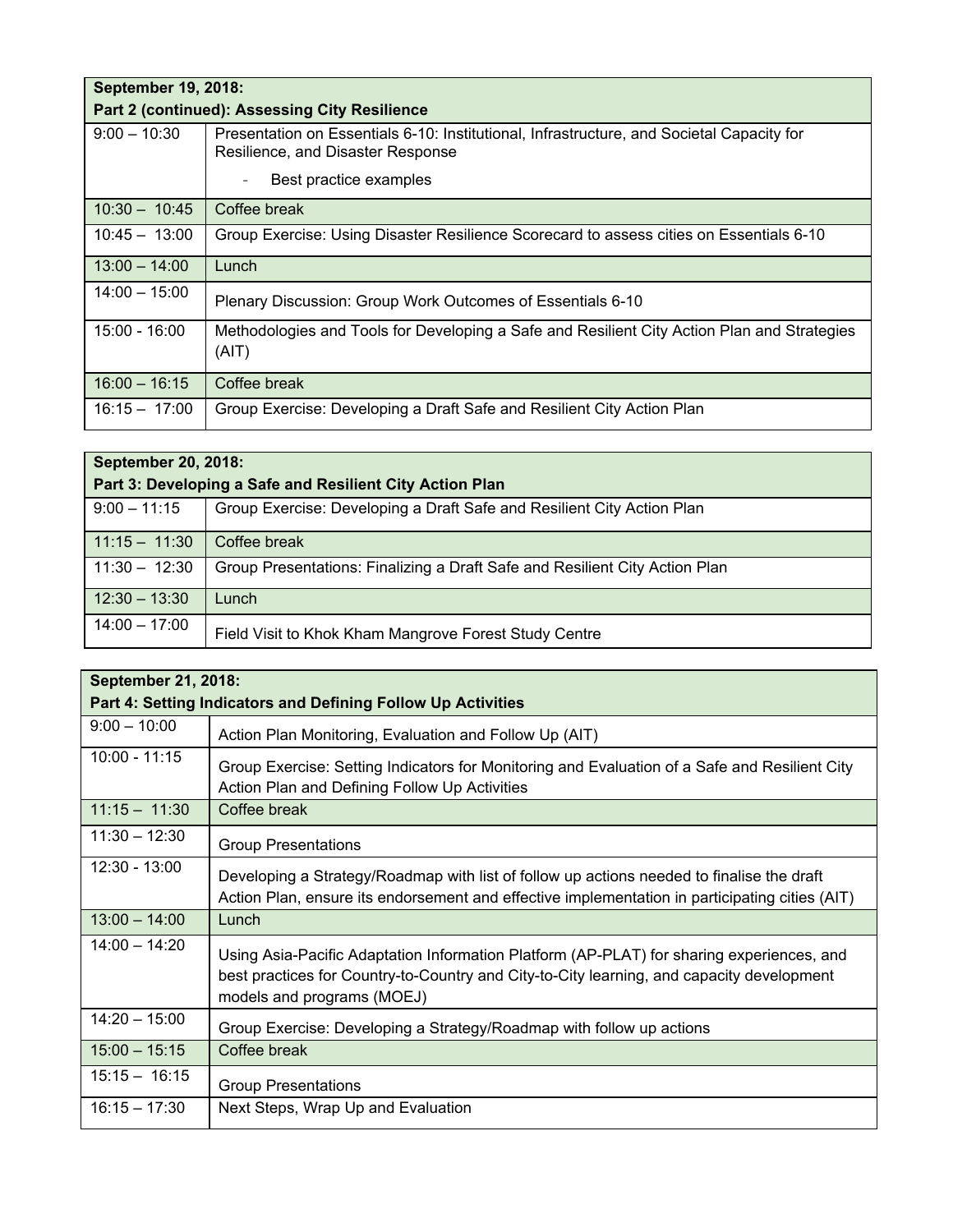| September 19, 2018: Part 2 (continued): Assessing City Resilience | |
|---|---|
| 9:00 – 10:30 | Presentation on Essentials 6-10: Institutional, Infrastructure, and Societal Capacity for Resilience, and Disaster Response<br>- Best practice examples |
| 10:30 – 10:45 | Coffee break |
| 10:45 – 13:00 | Group Exercise: Using Disaster Resilience Scorecard to assess cities on Essentials 6-10 |
| 13:00 – 14:00 | Lunch |
| 14:00 – 15:00 | Plenary Discussion: Group Work Outcomes of Essentials 6-10 |
| 15:00 - 16:00 | Methodologies and Tools for Developing a Safe and Resilient City Action Plan and Strategies (AIT) |
| 16:00 – 16:15 | Coffee break |
| 16:15 – 17:00 | Group Exercise: Developing a Draft Safe and Resilient City Action Plan |

| September 20, 2018: Part 3: Developing a Safe and Resilient City Action Plan | |
|---|---|
| 9:00 – 11:15 | Group Exercise: Developing a Draft Safe and Resilient City Action Plan |
| 11:15 – 11:30 | Coffee break |
| 11:30 – 12:30 | Group Presentations: Finalizing a Draft Safe and Resilient City Action Plan |
| 12:30 – 13:30 | Lunch |
| 14:00 – 17:00 | Field Visit to Khok Kham Mangrove Forest Study Centre |

| September 21, 2018: Part 4: Setting Indicators and Defining Follow Up Activities | |
|---|---|
| 9:00 – 10:00 | Action Plan Monitoring, Evaluation and Follow Up (AIT) |
| 10:00 - 11:15 | Group Exercise: Setting Indicators for Monitoring and Evaluation of a Safe and Resilient City Action Plan and Defining Follow Up Activities |
| 11:15 – 11:30 | Coffee break |
| 11:30 – 12:30 | Group Presentations |
| 12:30 - 13:00 | Developing a Strategy/Roadmap with list of follow up actions needed to finalise the draft Action Plan, ensure its endorsement and effective implementation in participating cities (AIT) |
| 13:00 – 14:00 | Lunch |
| 14:00 – 14:20 | Using Asia-Pacific Adaptation Information Platform (AP-PLAT) for sharing experiences, and best practices for Country-to-Country and City-to-City learning, and capacity development models and programs (MOEJ) |
| 14:20 – 15:00 | Group Exercise: Developing a Strategy/Roadmap with follow up actions |
| 15:00 – 15:15 | Coffee break |
| 15:15 – 16:15 | Group Presentations |
| 16:15 – 17:30 | Next Steps, Wrap Up and Evaluation |